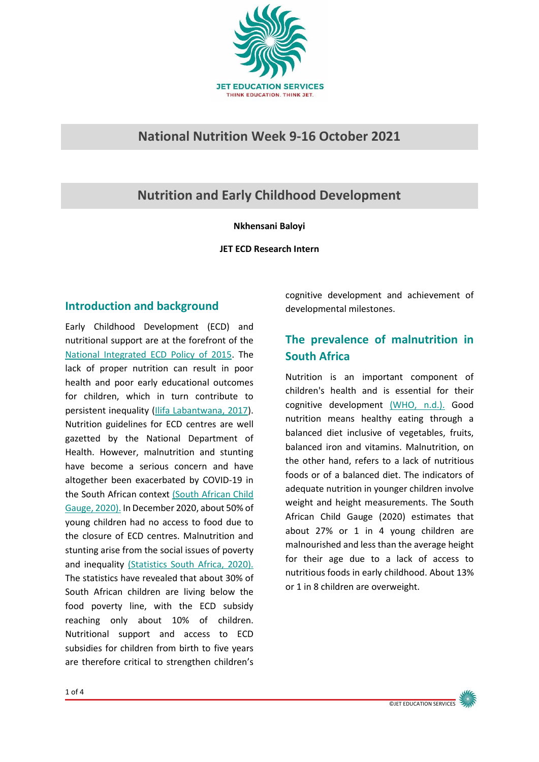# National Nutrition Week 9-16 October 2021

## Nutrition and Early Childhood Development

**Nkhensani Baloyi**

**JET ECD Research Intern**

### Introduction and background

Early Childhood Development (ECD) and nutritional support are at the forefront of the National Integrated ECD Policy of 2015. The lack of proper nutrition can result in poor health and poor early educational outcomes for children, which in turn contribute to persistent inequality (Ilifa Labantwana, 2017). Nutrition guidelines for ECD centres are well gazetted by the National Department of Health. However, malnutrition and stunting have become a serious concern and have altogether been exacerbated by COVID-19 in the South African context (South African Child Gauge, 2020). In December 2020, about 50% of young children had no access to food due to the closure of ECD centres. Malnutrition and stunting arise from the social issues of poverty and inequality (Statistics South Africa, 2020). The statistics have revealed that about 30% of South African children are living below the food poverty line, with the ECD subsidy reaching only about 10% of children. Nutritional support and access to ECD subsidies for children from birth to five years are therefore critical to strengthen children's cognitive development and achievement of developmental milestones.

### The prevalence of malnutrition in South Africa

Nutrition is an important component of children's health and is essential for their cognitive development (WHO, n.d.). Good nutrition means healthy eating through a balanced diet inclusive of vegetables, fruits, balanced iron and vitamins. Malnutrition, on the other hand, refers to a lack of nutritious foods or of a balanced diet. The indicators of adequate nutrition in younger children involve weight and height measurements. The South African Child Gauge (2020) estimates that about 27% or 1 in 4 young children are malnourished and less than the average height for their age due to a lack of access to nutritious foods in early childhood. About 13% or 1 in 8 children are overweight.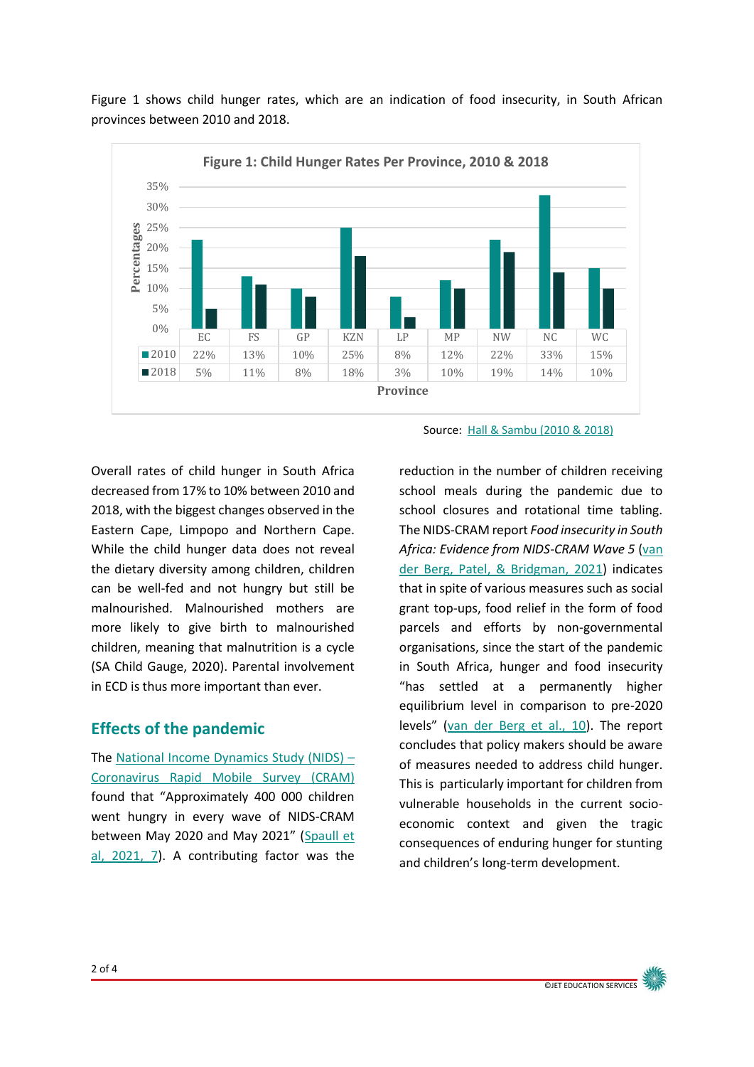Figure 1 shows child hunger rates, which are an indication of food insecurity, in South African provinces between 2010 and 2018.

**Figure 1: Child Hunger Rates Per Province, 2010 & 2018**

| | EC | FS | GP | KZN | LP | MP | NW | NC | WC |
|---|---|---|---|---|---|---|---|---|---|
| 2010 | 22% | 13% | 10% | 25% | 8% | 12% | 22% | 33% | 15% |
| 2018 | 5% | 11% | 8% | 18% | 3% | 10% | 19% | 14% | 10% |

Source: Hall & Sambu (2010 & 2018)

Overall rates of child hunger in South Africa decreased from 17% to 10% between 2010 and 2018, with the biggest changes observed in the Eastern Cape, Limpopo and Northern Cape. While the child hunger data does not reveal the dietary diversity among children, children can be well-fed and not hungry but still be malnourished. Malnourished mothers are more likely to give birth to malnourished children, meaning that malnutrition is a cycle (SA Child Gauge, 2020). Parental involvement in ECD is thus more important than ever.

## Effects of the pandemic

The National Income Dynamics Study (NIDS) – Coronavirus Rapid Mobile Survey (CRAM) found that "Approximately 400 000 children went hungry in every wave of NIDS-CRAM between May 2020 and May 2021" (Spaull et al, 2021, 7). A contributing factor was the reduction in the number of children receiving school meals during the pandemic due to school closures and rotational time tabling. The NIDS-CRAM report *Food insecurity in South Africa: Evidence from NIDS-CRAM Wave 5* (van der Berg, Patel, & Bridgman, 2021) indicates that in spite of various measures such as social grant top-ups, food relief in the form of food parcels and efforts by non-governmental organisations, since the start of the pandemic in South Africa, hunger and food insecurity "has settled at a permanently higher equilibrium level in comparison to pre-2020 levels" (van der Berg et al., 10). The report concludes that policy makers should be aware of measures needed to address child hunger. This is particularly important for children from vulnerable households in the current socio-economic context and given the tragic consequences of enduring hunger for stunting and children's long-term development.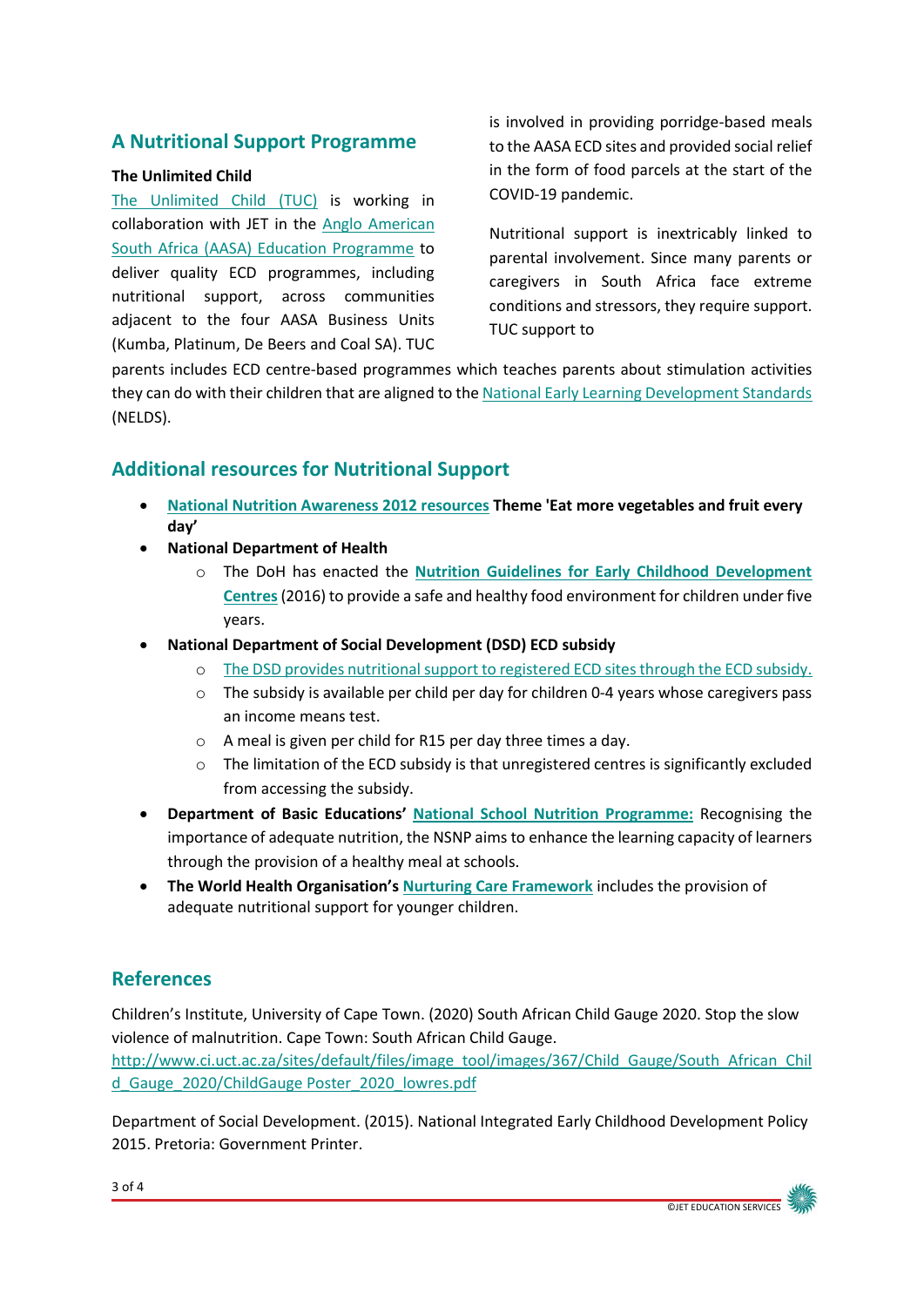## A Nutritional Support Programme

**The Unlimited Child**

The Unlimited Child (TUC) is working in collaboration with JET in the Anglo American South Africa (AASA) Education Programme to deliver quality ECD programmes, including nutritional support, across communities adjacent to the four AASA Business Units (Kumba, Platinum, De Beers and Coal SA). TUC is involved in providing porridge-based meals to the AASA ECD sites and provided social relief in the form of food parcels at the start of the COVID-19 pandemic.

Nutritional support is inextricably linked to parental involvement. Since many parents or caregivers in South Africa face extreme conditions and stressors, they require support. TUC support to parents includes ECD centre-based programmes which teaches parents about stimulation activities they can do with their children that are aligned to the National Early Learning Development Standards (NELDS).

## Additional resources for Nutritional Support

- **National Nutrition Awareness 2012 resources Theme 'Eat more vegetables and fruit every day'**
- **National Department of Health**
  - The DoH has enacted the **Nutrition Guidelines for Early Childhood Development Centres** (2016) to provide a safe and healthy food environment for children under five years.
- **National Department of Social Development (DSD) ECD subsidy**
  - The DSD provides nutritional support to registered ECD sites through the ECD subsidy.
  - The subsidy is available per child per day for children 0-4 years whose caregivers pass an income means test.
  - A meal is given per child for R15 per day three times a day.
  - The limitation of the ECD subsidy is that unregistered centres is significantly excluded from accessing the subsidy.
- **Department of Basic Educations' National School Nutrition Programme:** Recognising the importance of adequate nutrition, the NSNP aims to enhance the learning capacity of learners through the provision of a healthy meal at schools.
- **The World Health Organisation's Nurturing Care Framework** includes the provision of adequate nutritional support for younger children.

## References

Children's Institute, University of Cape Town. (2020) South African Child Gauge 2020. Stop the slow violence of malnutrition. Cape Town: South African Child Gauge. http://www.ci.uct.ac.za/sites/default/files/image_tool/images/367/Child_Gauge/South_African_Child_Gauge_2020/ChildGauge Poster_2020_lowres.pdf

Department of Social Development. (2015). National Integrated Early Childhood Development Policy 2015. Pretoria: Government Printer.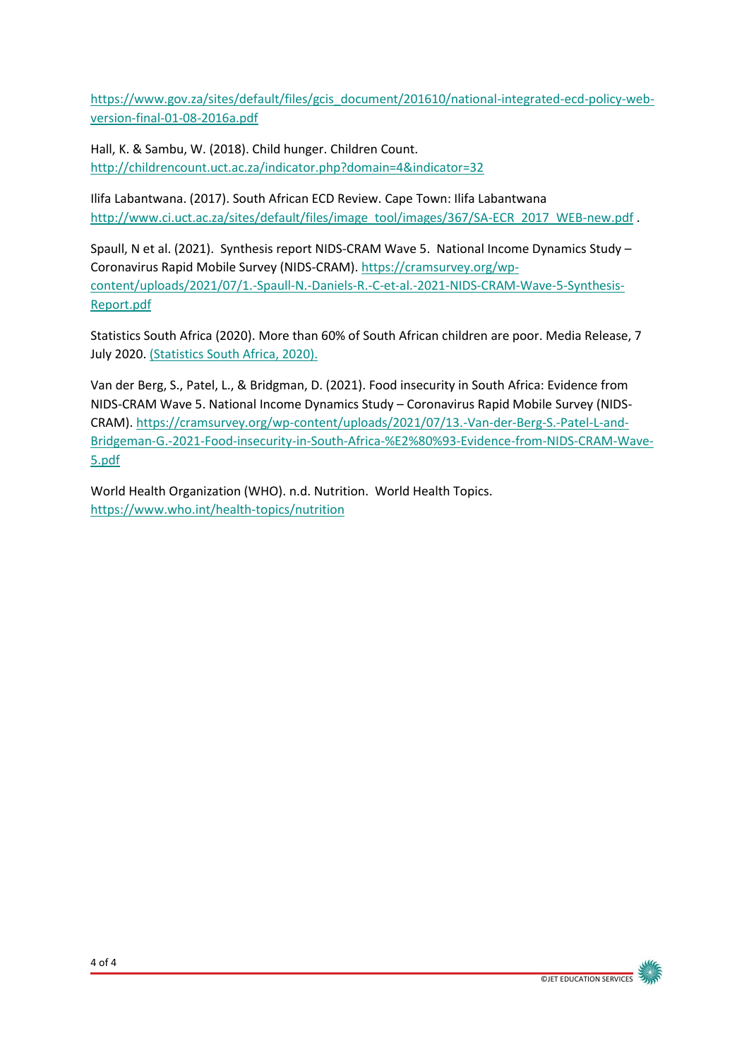https://www.gov.za/sites/default/files/gcis_document/201610/national-integrated-ecd-policy-web-version-final-01-08-2016a.pdf

Hall, K. & Sambu, W. (2018). Child hunger. Children Count. http://childrencount.uct.ac.za/indicator.php?domain=4&indicator=32

Ilifa Labantwana. (2017). South African ECD Review. Cape Town: Ilifa Labantwana http://www.ci.uct.ac.za/sites/default/files/image_tool/images/367/SA-ECR_2017_WEB-new.pdf .

Spaull, N et al. (2021). Synthesis report NIDS-CRAM Wave 5. National Income Dynamics Study – Coronavirus Rapid Mobile Survey (NIDS-CRAM). https://cramsurvey.org/wp-content/uploads/2021/07/1.-Spaull-N.-Daniels-R.-C-et-al.-2021-NIDS-CRAM-Wave-5-Synthesis-Report.pdf

Statistics South Africa (2020). More than 60% of South African children are poor. Media Release, 7 July 2020. (Statistics South Africa, 2020).

Van der Berg, S., Patel, L., & Bridgman, D. (2021). Food insecurity in South Africa: Evidence from NIDS-CRAM Wave 5. National Income Dynamics Study – Coronavirus Rapid Mobile Survey (NIDS-CRAM). https://cramsurvey.org/wp-content/uploads/2021/07/13.-Van-der-Berg-S.-Patel-L-and-Bridgeman-G.-2021-Food-insecurity-in-South-Africa-%E2%80%93-Evidence-from-NIDS-CRAM-Wave-5.pdf

World Health Organization (WHO). n.d. Nutrition. World Health Topics. https://www.who.int/health-topics/nutrition